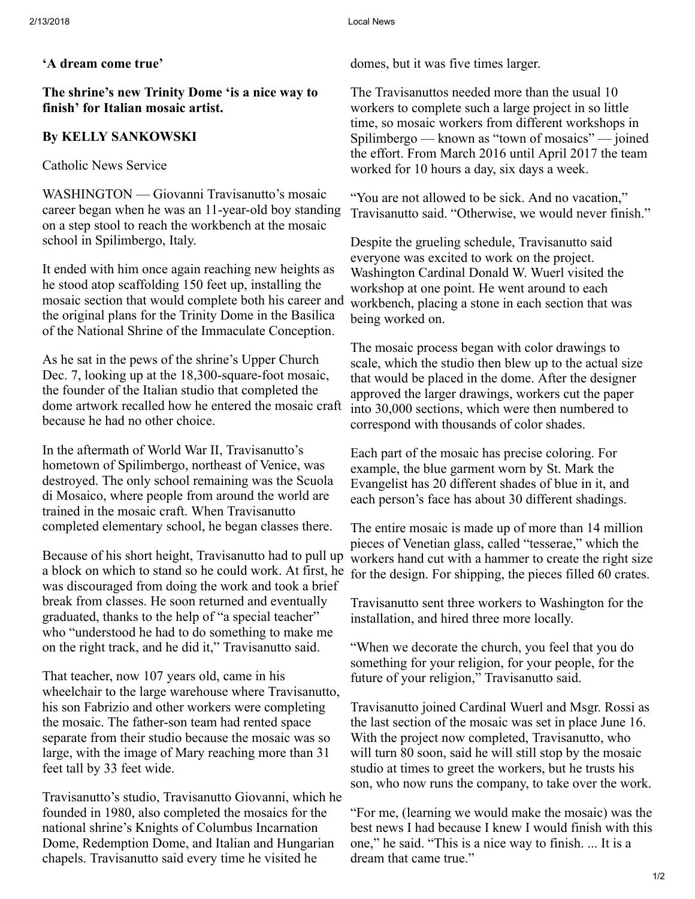## ‘A dream come true’

**The shrine’s new Trinity Dome ‘is a nice way to finish’ for Italian mosaic artist.**

**By KELLY SANKOWSKI**

Catholic News Service

WASHINGTON — Giovanni Travisanutto’s mosaic career began when he was an 11-year-old boy standing on a step stool to reach the workbench at the mosaic school in Spilimbergo, Italy.

It ended with him once again reaching new heights as he stood atop scaffolding 150 feet up, installing the mosaic section that would complete both his career and the original plans for the Trinity Dome in the Basilica of the National Shrine of the Immaculate Conception.

As he sat in the pews of the shrine’s Upper Church Dec. 7, looking up at the 18,300-square-foot mosaic, the founder of the Italian studio that completed the dome artwork recalled how he entered the mosaic craft because he had no other choice.

In the aftermath of World War II, Travisanutto’s hometown of Spilimbergo, northeast of Venice, was destroyed. The only school remaining was the Scuola di Mosaico, where people from around the world are trained in the mosaic craft. When Travisanutto completed elementary school, he began classes there.

Because of his short height, Travisanutto had to pull up a block on which to stand so he could work. At first, he was discouraged from doing the work and took a brief break from classes. He soon returned and eventually graduated, thanks to the help of “a special teacher” who “understood he had to do something to make me on the right track, and he did it,” Travisanutto said.

That teacher, now 107 years old, came in his wheelchair to the large warehouse where Travisanutto, his son Fabrizio and other workers were completing the mosaic. The father-son team had rented space separate from their studio because the mosaic was so large, with the image of Mary reaching more than 31 feet tall by 33 feet wide.

Travisanutto’s studio, Travisanutto Giovanni, which he founded in 1980, also completed the mosaics for the national shrine’s Knights of Columbus Incarnation Dome, Redemption Dome, and Italian and Hungarian chapels. Travisanutto said every time he visited he domes, but it was five times larger.

The Travisanuttos needed more than the usual 10 workers to complete such a large project in so little time, so mosaic workers from different workshops in Spilimbergo — known as “town of mosaics” — joined the effort. From March 2016 until April 2017 the team worked for 10 hours a day, six days a week.

“You are not allowed to be sick. And no vacation,” Travisanutto said. “Otherwise, we would never finish.”

Despite the grueling schedule, Travisanutto said everyone was excited to work on the project. Washington Cardinal Donald W. Wuerl visited the workshop at one point. He went around to each workbench, placing a stone in each section that was being worked on.

The mosaic process began with color drawings to scale, which the studio then blew up to the actual size that would be placed in the dome. After the designer approved the larger drawings, workers cut the paper into 30,000 sections, which were then numbered to correspond with thousands of color shades.

Each part of the mosaic has precise coloring. For example, the blue garment worn by St. Mark the Evangelist has 20 different shades of blue in it, and each person’s face has about 30 different shadings.

The entire mosaic is made up of more than 14 million pieces of Venetian glass, called “tesserae,” which the workers hand cut with a hammer to create the right size for the design. For shipping, the pieces filled 60 crates.

Travisanutto sent three workers to Washington for the installation, and hired three more locally.

“When we decorate the church, you feel that you do something for your religion, for your people, for the future of your religion,” Travisanutto said.

Travisanutto joined Cardinal Wuerl and Msgr. Rossi as the last section of the mosaic was set in place June 16. With the project now completed, Travisanutto, who will turn 80 soon, said he will still stop by the mosaic studio at times to greet the workers, but he trusts his son, who now runs the company, to take over the work.

“For me, (learning we would make the mosaic) was the best news I had because I knew I would finish with this one,” he said. “This is a nice way to finish. ... It is a dream that came true.”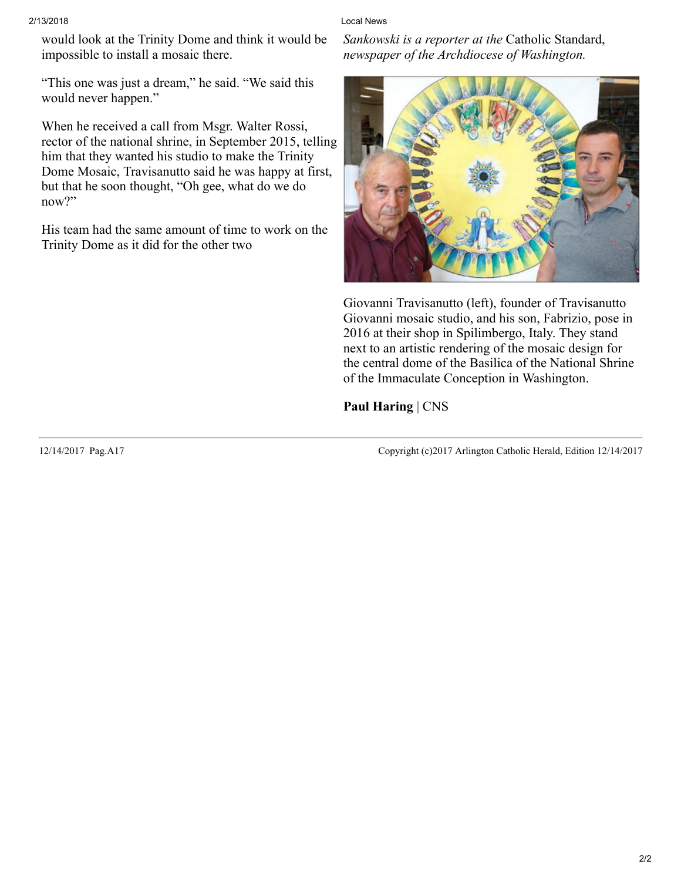would look at the Trinity Dome and think it would be impossible to install a mosaic there.

"This one was just a dream," he said. "We said this would never happen."

When he received a call from Msgr. Walter Rossi, rector of the national shrine, in September 2015, telling him that they wanted his studio to make the Trinity Dome Mosaic, Travisanutto said he was happy at first, but that he soon thought, "Oh gee, what do we do now?"

His team had the same amount of time to work on the Trinity Dome as it did for the other two

*Sankowski is a reporter at the* Catholic Standard, *newspaper of the Archdiocese of Washington.*

Giovanni Travisanutto (left), founder of Travisanutto Giovanni mosaic studio, and his son, Fabrizio, pose in 2016 at their shop in Spilimbergo, Italy. They stand next to an artistic rendering of the mosaic design for the central dome of the Basilica of the National Shrine of the Immaculate Conception in Washington.

**Paul Haring** | CNS

12/14/2017 Pag.A17

Copyright (c)2017 Arlington Catholic Herald, Edition 12/14/2017